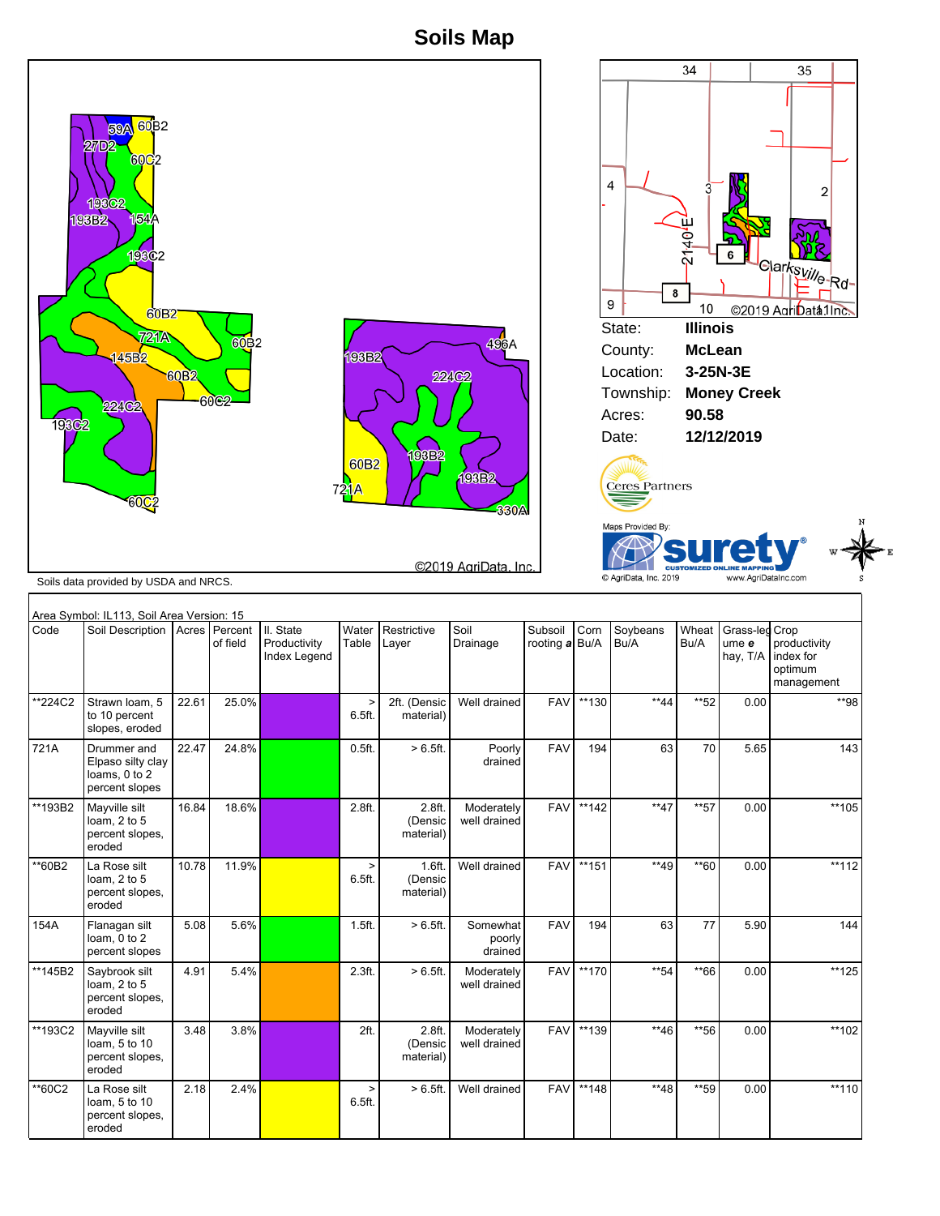# Soils Map

Soils data provided by USDA and NRCS.

©2019 AgriData, Inc.

| | |
|---|---|
| State: | **Illinois** |
| County: | **McLean** |
| Location: | **3-25N-3E** |
| Township: | **Money Creek** |
| Acres: | **90.58** |
| Date: | **12/12/2019** |

Ceres Partners

Maps Provided By: surety® CUSTOMIZED ONLINE MAPPING © AgriData, Inc. 2019 www.AgriDataInc.com

Area Symbol: IL113, Soil Area Version: 15

| Code | Soil Description | Acres | Percent of field | Il. State Productivity Index Legend | Water Table | Restrictive Layer | Soil Drainage | Subsoil rooting *a* | Corn Bu/A | Soybeans Bu/A | Wheat Bu/A | Grass-legume *e* hay, T/A | Crop productivity index for optimum management |
|---|---|---|---|---|---|---|---|---|---|---|---|---|---|
| **224C2 | Strawn loam, 5 to 10 percent slopes, eroded | 22.61 | 25.0% | | > 6.5ft. | 2ft. (Densic material) | Well drained | FAV | **130 | **44 | **52 | 0.00 | **98 |
| 721A | Drummer and Elpaso silty clay loams, 0 to 2 percent slopes | 22.47 | 24.8% | | 0.5ft. | > 6.5ft. | Poorly drained | FAV | 194 | 63 | 70 | 5.65 | 143 |
| **193B2 | Mayville silt loam, 2 to 5 percent slopes, eroded | 16.84 | 18.6% | | 2.8ft. | 2.8ft. (Densic material) | Moderately well drained | FAV | **142 | **47 | **57 | 0.00 | **105 |
| **60B2 | La Rose silt loam, 2 to 5 percent slopes, eroded | 10.78 | 11.9% | | > 6.5ft. | 1.6ft. (Densic material) | Well drained | FAV | **151 | **49 | **60 | 0.00 | **112 |
| 154A | Flanagan silt loam, 0 to 2 percent slopes | 5.08 | 5.6% | | 1.5ft. | > 6.5ft. | Somewhat poorly drained | FAV | 194 | 63 | 77 | 5.90 | 144 |
| **145B2 | Saybrook silt loam, 2 to 5 percent slopes, eroded | 4.91 | 5.4% | | 2.3ft. | > 6.5ft. | Moderately well drained | FAV | **170 | **54 | **66 | 0.00 | **125 |
| **193C2 | Mayville silt loam, 5 to 10 percent slopes, eroded | 3.48 | 3.8% | | 2ft. | 2.8ft. (Densic material) | Moderately well drained | FAV | **139 | **46 | **56 | 0.00 | **102 |
| **60C2 | La Rose silt loam, 5 to 10 percent slopes, eroded | 2.18 | 2.4% | | > 6.5ft. | > 6.5ft. | Well drained | FAV | **148 | **48 | **59 | 0.00 | **110 |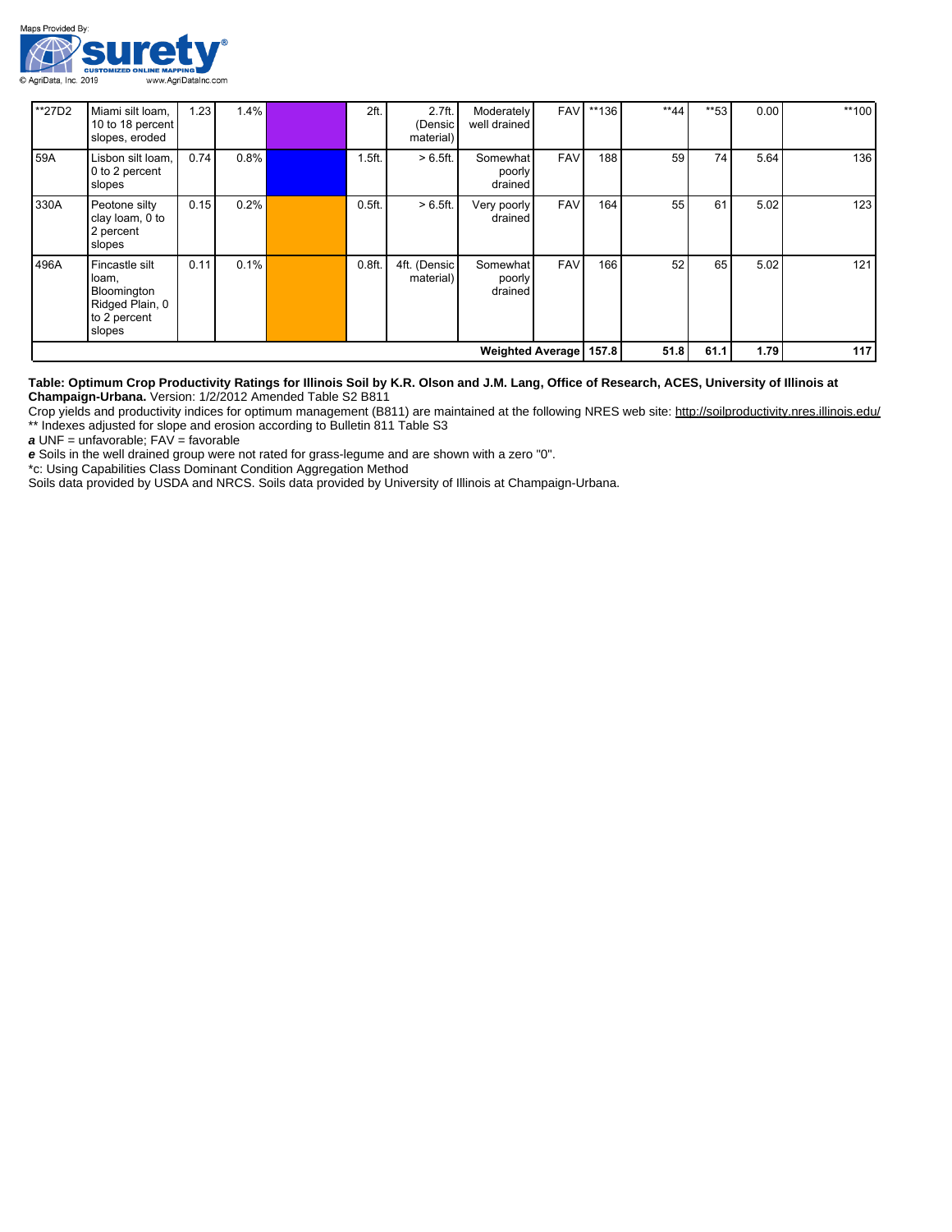Maps Provided By: surety® CUSTOMIZED ONLINE MAPPING © AgriData, Inc. 2019 www.AgriDataInc.com

| | | | | | | | | | | | | | |
|---|---|---|---|---|---|---|---|---|---|---|---|---|---|
| **27D2 | Miami silt loam, 10 to 18 percent slopes, eroded | 1.23 | 1.4% | | 2ft. | 2.7ft. (Densic material) | Moderately well drained | FAV | **136 | **44 | **53 | 0.00 | **100 |
| 59A | Lisbon silt loam, 0 to 2 percent slopes | 0.74 | 0.8% | | 1.5ft. | > 6.5ft. | Somewhat poorly drained | FAV | 188 | 59 | 74 | 5.64 | 136 |
| 330A | Peotone silty clay loam, 0 to 2 percent slopes | 0.15 | 0.2% | | 0.5ft. | > 6.5ft. | Very poorly drained | FAV | 164 | 55 | 61 | 5.02 | 123 |
| 496A | Fincastle silt loam, Bloomington Ridged Plain, 0 to 2 percent slopes | 0.11 | 0.1% | | 0.8ft. | 4ft. (Densic material) | Somewhat poorly drained | FAV | 166 | 52 | 65 | 5.02 | 121 |
| | | | | | | | **Weighted Average** | | **157.8** | **51.8** | **61.1** | **1.79** | **117** |

**Table: Optimum Crop Productivity Ratings for Illinois Soil by K.R. Olson and J.M. Lang, Office of Research, ACES, University of Illinois at Champaign-Urbana.** Version: 1/2/2012 Amended Table S2 B811

Crop yields and productivity indices for optimum management (B811) are maintained at the following NRES web site: http://soilproductivity.nres.illinois.edu/

** Indexes adjusted for slope and erosion according to Bulletin 811 Table S3

***a*** UNF = unfavorable; FAV = favorable

***e*** Soils in the well drained group were not rated for grass-legume and are shown with a zero "0".

*c: Using Capabilities Class Dominant Condition Aggregation Method

Soils data provided by USDA and NRCS. Soils data provided by University of Illinois at Champaign-Urbana.